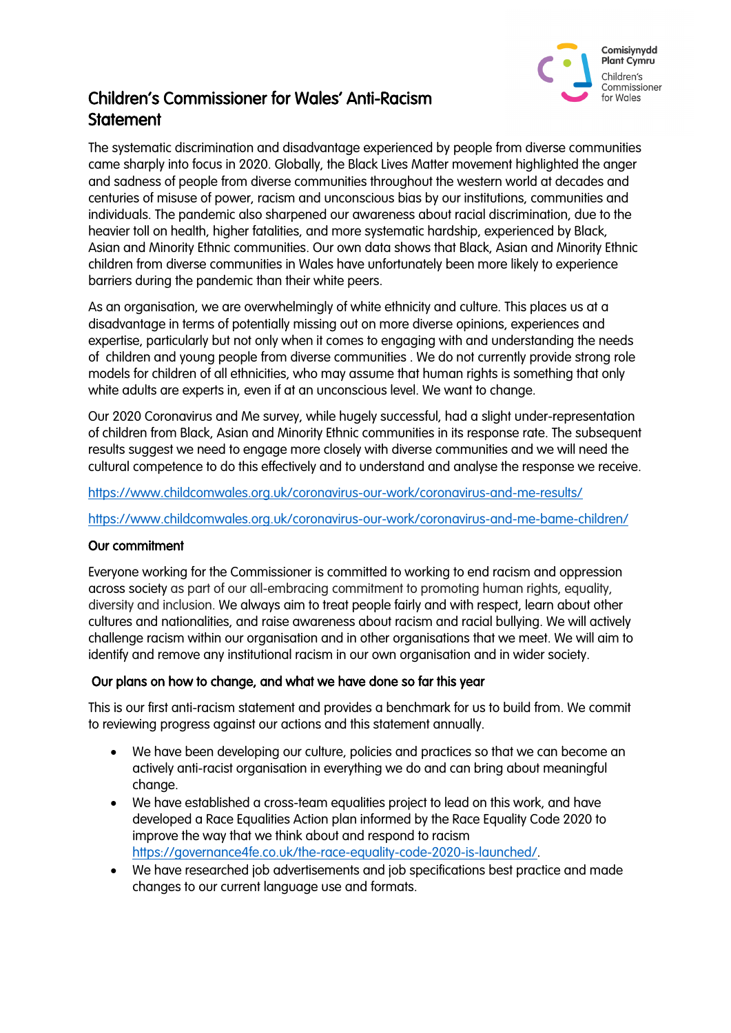# Children's Commissioner for Wales' Anti-Racism Statement

The systematic discrimination and disadvantage experienced by people from diverse communities came sharply into focus in 2020. Globally, the Black Lives Matter movement highlighted the anger and sadness of people from diverse communities throughout the western world at decades and centuries of misuse of power, racism and unconscious bias by our institutions, communities and individuals. The pandemic also sharpened our awareness about racial discrimination, due to the heavier toll on health, higher fatalities, and more systematic hardship, experienced by Black, Asian and Minority Ethnic communities. Our own data shows that Black, Asian and Minority Ethnic children from diverse communities in Wales have unfortunately been more likely to experience barriers during the pandemic than their white peers.

As an organisation, we are overwhelmingly of white ethnicity and culture. This places us at a disadvantage in terms of potentially missing out on more diverse opinions, experiences and expertise, particularly but not only when it comes to engaging with and understanding the needs of children and young people from diverse communities . We do not currently provide strong role models for children of all ethnicities, who may assume that human rights is something that only white adults are experts in, even if at an unconscious level. We want to change.

Our 2020 Coronavirus and Me survey, while hugely successful, had a slight under-representation of children from Black, Asian and Minority Ethnic communities in its response rate. The subsequent results suggest we need to engage more closely with diverse communities and we will need the cultural competence to do this effectively and to understand and analyse the response we receive.

https://www.childcomwales.org.uk/coronavirus-our-work/coronavirus-and-me-results/

https://www.childcomwales.org.uk/coronavirus-our-work/coronavirus-and-me-bame-children/

## Our commitment

Everyone working for the Commissioner is committed to working to end racism and oppression across society as part of our all-embracing commitment to promoting human rights, equality, diversity and inclusion. We always aim to treat people fairly and with respect, learn about other cultures and nationalities, and raise awareness about racism and racial bullying. We will actively challenge racism within our organisation and in other organisations that we meet. We will aim to identify and remove any institutional racism in our own organisation and in wider society.

## Our plans on how to change, and what we have done so far this year

This is our first anti-racism statement and provides a benchmark for us to build from. We commit to reviewing progress against our actions and this statement annually.

- We have been developing our culture, policies and practices so that we can become an actively anti-racist organisation in everything we do and can bring about meaningful change.
- We have established a cross-team equalities project to lead on this work, and have developed a Race Equalities Action plan informed by the Race Equality Code 2020 to improve the way that we think about and respond to racism https://governance4fe.co.uk/the-race-equality-code-2020-is-launched/.
- We have researched job advertisements and job specifications best practice and made changes to our current language use and formats.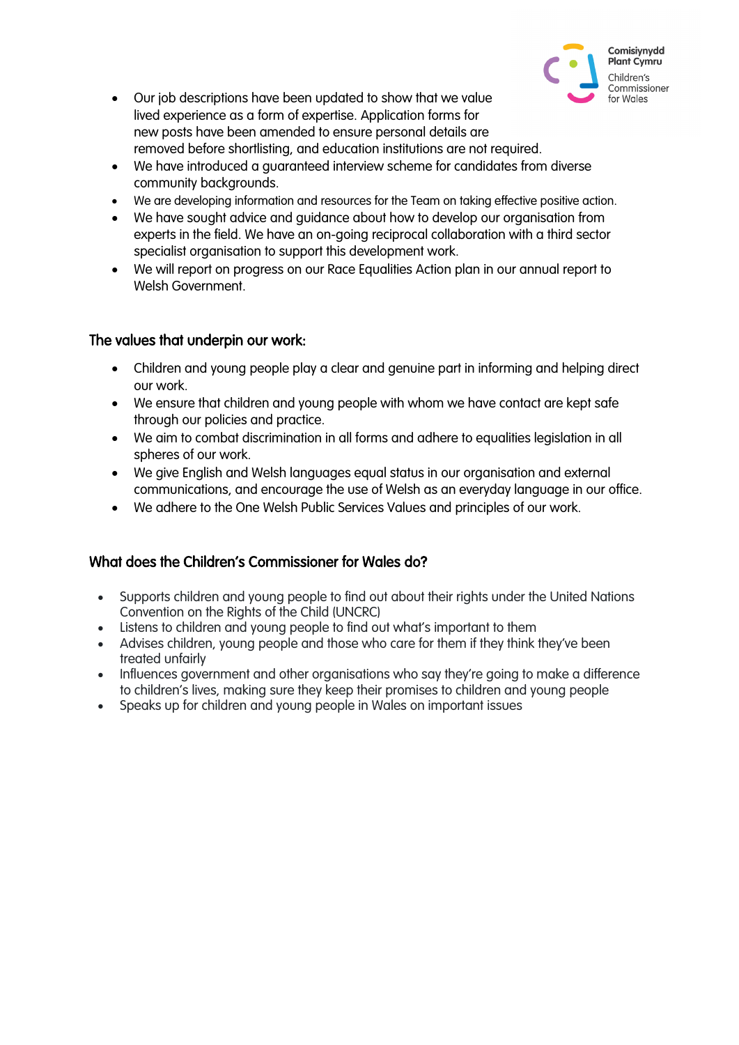- Our job descriptions have been updated to show that we value lived experience as a form of expertise. Application forms for new posts have been amended to ensure personal details are removed before shortlisting, and education institutions are not required.
- We have introduced a guaranteed interview scheme for candidates from diverse community backgrounds.
- We are developing information and resources for the Team on taking effective positive action.
- We have sought advice and guidance about how to develop our organisation from experts in the field. We have an on-going reciprocal collaboration with a third sector specialist organisation to support this development work.
- We will report on progress on our Race Equalities Action plan in our annual report to Welsh Government.

## The values that underpin our work:

- Children and young people play a clear and genuine part in informing and helping direct our work.
- We ensure that children and young people with whom we have contact are kept safe through our policies and practice.
- We aim to combat discrimination in all forms and adhere to equalities legislation in all spheres of our work.
- We give English and Welsh languages equal status in our organisation and external communications, and encourage the use of Welsh as an everyday language in our office.
- We adhere to the One Welsh Public Services Values and principles of our work.

## What does the Children's Commissioner for Wales do?

- Supports children and young people to find out about their rights under the United Nations Convention on the Rights of the Child (UNCRC)
- Listens to children and young people to find out what's important to them
- Advises children, young people and those who care for them if they think they've been treated unfairly
- Influences government and other organisations who say they're going to make a difference to children's lives, making sure they keep their promises to children and young people
- Speaks up for children and young people in Wales on important issues